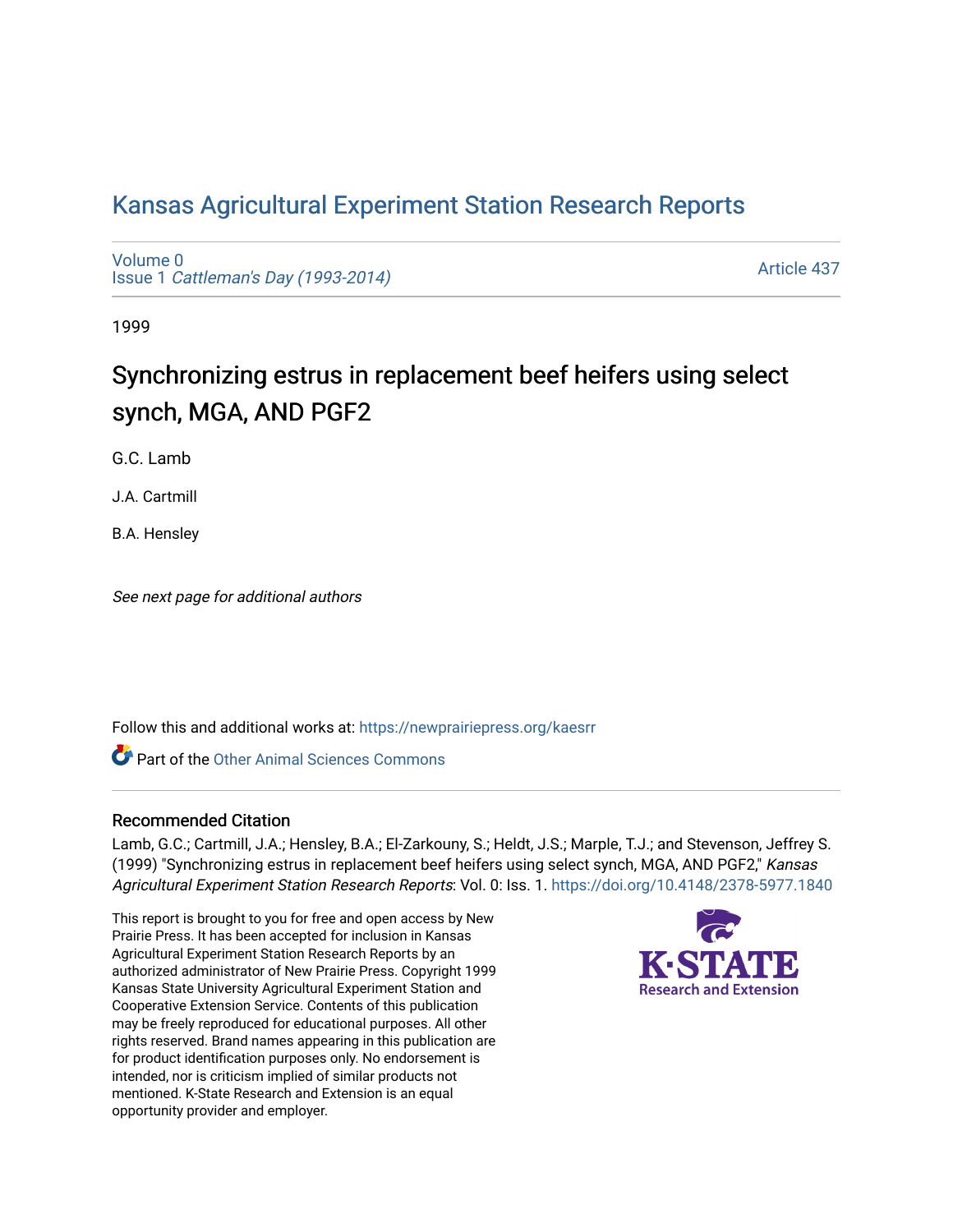# Kansas Agricultural Experiment Station Research Reports

Volume 0
Issue 1 *Cattleman's Day (1993-2014)*

Article 437

1999

## Synchronizing estrus in replacement beef heifers using select synch, MGA, AND PGF2

G.C. Lamb

J.A. Cartmill

B.A. Hensley

*See next page for additional authors*

Follow this and additional works at: https://newprairiepress.org/kaesrr

Part of the Other Animal Sciences Commons

### Recommended Citation

Lamb, G.C.; Cartmill, J.A.; Hensley, B.A.; El-Zarkouny, S.; Heldt, J.S.; Marple, T.J.; and Stevenson, Jeffrey S. (1999) "Synchronizing estrus in replacement beef heifers using select synch, MGA, AND PGF2," *Kansas Agricultural Experiment Station Research Reports*: Vol. 0: Iss. 1. https://doi.org/10.4148/2378-5977.1840

This report is brought to you for free and open access by New Prairie Press. It has been accepted for inclusion in Kansas Agricultural Experiment Station Research Reports by an authorized administrator of New Prairie Press. Copyright 1999 Kansas State University Agricultural Experiment Station and Cooperative Extension Service. Contents of this publication may be freely reproduced for educational purposes. All other rights reserved. Brand names appearing in this publication are for product identification purposes only. No endorsement is intended, nor is criticism implied of similar products not mentioned. K-State Research and Extension is an equal opportunity provider and employer.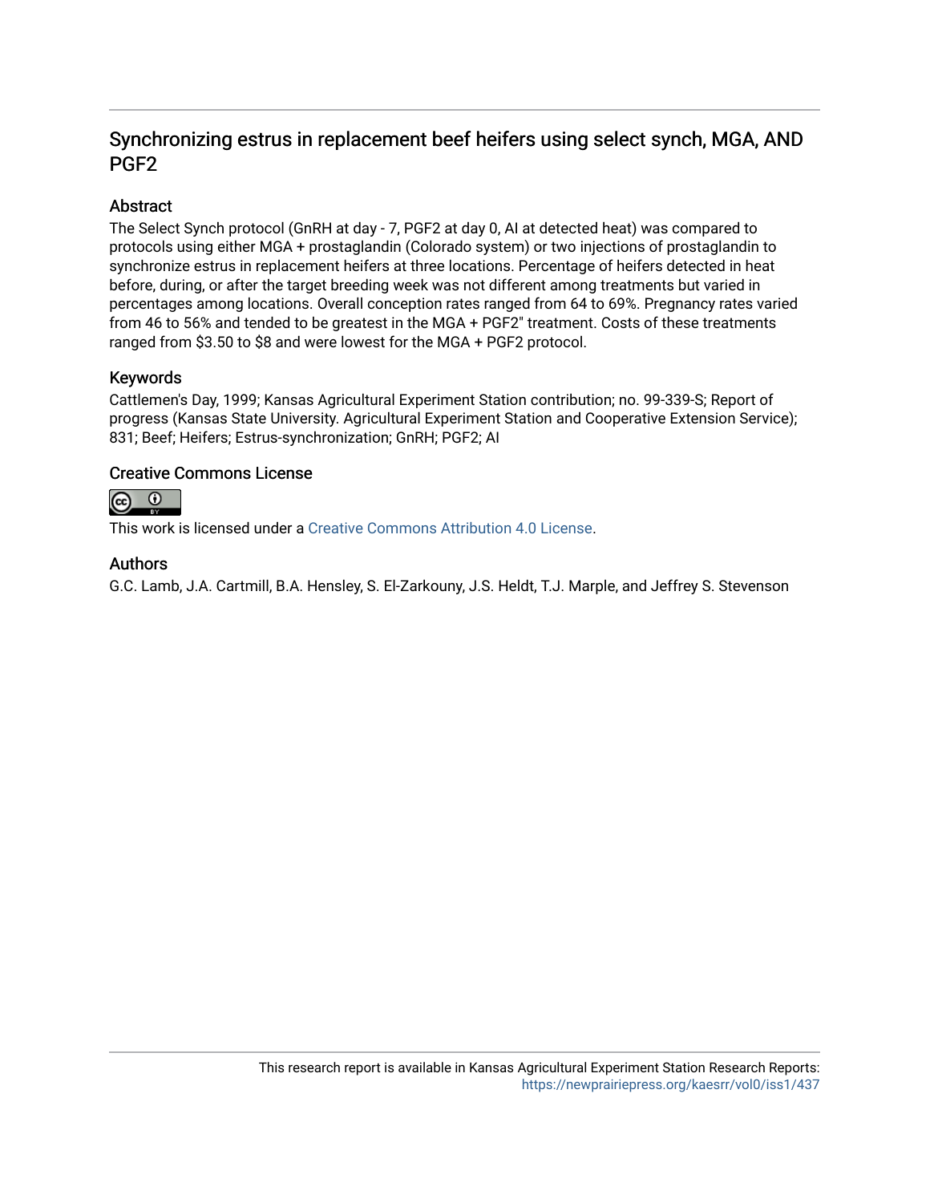# Synchronizing estrus in replacement beef heifers using select synch, MGA, AND PGF2

## Abstract

The Select Synch protocol (GnRH at day - 7, PGF2 at day 0, AI at detected heat) was compared to protocols using either MGA + prostaglandin (Colorado system) or two injections of prostaglandin to synchronize estrus in replacement heifers at three locations. Percentage of heifers detected in heat before, during, or after the target breeding week was not different among treatments but varied in percentages among locations. Overall conception rates ranged from 64 to 69%. Pregnancy rates varied from 46 to 56% and tended to be greatest in the MGA + PGF2" treatment. Costs of these treatments ranged from $3.50 to $8 and were lowest for the MGA + PGF2 protocol.

## Keywords

Cattlemen's Day, 1999; Kansas Agricultural Experiment Station contribution; no. 99-339-S; Report of progress (Kansas State University. Agricultural Experiment Station and Cooperative Extension Service); 831; Beef; Heifers; Estrus-synchronization; GnRH; PGF2; AI

## Creative Commons License

This work is licensed under a Creative Commons Attribution 4.0 License.

## Authors

G.C. Lamb, J.A. Cartmill, B.A. Hensley, S. El-Zarkouny, J.S. Heldt, T.J. Marple, and Jeffrey S. Stevenson

This research report is available in Kansas Agricultural Experiment Station Research Reports: https://newprairiepress.org/kaesrr/vol0/iss1/437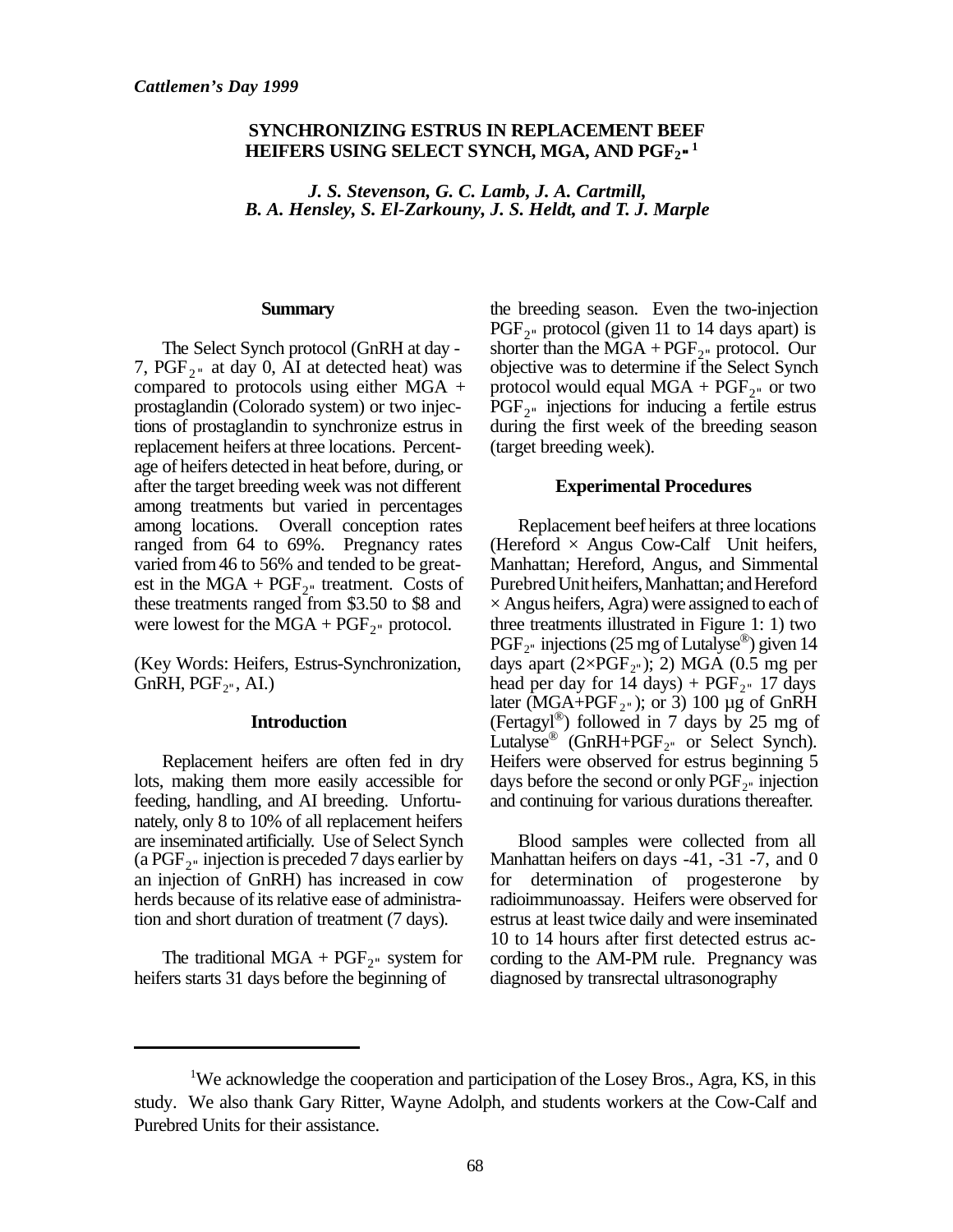*Cattlemen's Day 1999*

## SYNCHRONIZING ESTRUS IN REPLACEMENT BEEF HEIFERS USING SELECT SYNCH, MGA, AND $PGF_{2\alpha}$ [1]

*J. S. Stevenson, G. C. Lamb, J. A. Cartmill, B. A. Hensley, S. El-Zarkouny, J. S. Heldt, and T. J. Marple*

### Summary

The Select Synch protocol (GnRH at day -7, $PGF_{2\alpha}$ at day 0, AI at detected heat) was compared to protocols using either MGA + prostaglandin (Colorado system) or two injections of prostaglandin to synchronize estrus in replacement heifers at three locations. Percentage of heifers detected in heat before, during, or after the target breeding week was not different among treatments but varied in percentages among locations. Overall conception rates ranged from 64 to 69%. Pregnancy rates varied from 46 to 56% and tended to be greatest in the MGA + $PGF_{2\alpha}$ treatment. Costs of these treatments ranged from \$3.50 to \$8 and were lowest for the MGA + $PGF_{2\alpha}$ protocol.

(Key Words: Heifers, Estrus-Synchronization, GnRH, $PGF_{2\alpha}$, AI.)

### Introduction

Replacement heifers are often fed in dry lots, making them more easily accessible for feeding, handling, and AI breeding. Unfortunately, only 8 to 10% of all replacement heifers are inseminated artificially. Use of Select Synch (a $PGF_{2\alpha}$ injection is preceded 7 days earlier by an injection of GnRH) has increased in cow herds because of its relative ease of administration and short duration of treatment (7 days).

The traditional MGA + $PGF_{2\alpha}$ system for heifers starts 31 days before the beginning of the breeding season. Even the two-injection $PGF_{2\alpha}$ protocol (given 11 to 14 days apart) is shorter than the MGA + $PGF_{2\alpha}$ protocol. Our objective was to determine if the Select Synch protocol would equal MGA + $PGF_{2\alpha}$ or two $PGF_{2\alpha}$ injections for inducing a fertile estrus during the first week of the breeding season (target breeding week).

### Experimental Procedures

Replacement beef heifers at three locations (Hereford × Angus Cow-Calf Unit heifers, Manhattan; Hereford, Angus, and Simmental Purebred Unit heifers, Manhattan; and Hereford × Angus heifers, Agra) were assigned to each of three treatments illustrated in Figure 1: 1) two $PGF_{2\alpha}$ injections (25 mg of Lutalyse®) given 14 days apart ($2\times PGF_{2\alpha}$); 2) MGA (0.5 mg per head per day for 14 days) + $PGF_{2\alpha}$ 17 days later (MGA+$PGF_{2\alpha}$); or 3) 100 µg of GnRH (Fertagyl®) followed in 7 days by 25 mg of Lutalyse® (GnRH+$PGF_{2\alpha}$ or Select Synch). Heifers were observed for estrus beginning 5 days before the second or only $PGF_{2\alpha}$ injection and continuing for various durations thereafter.

Blood samples were collected from all Manhattan heifers on days -41, -31 -7, and 0 for determination of progesterone by radioimmunoassay. Heifers were observed for estrus at least twice daily and were inseminated 10 to 14 hours after first detected estrus according to the AM-PM rule. Pregnancy was diagnosed by transrectal ultrasonography

---

[1] We acknowledge the cooperation and participation of the Losey Bros., Agra, KS, in this study. We also thank Gary Ritter, Wayne Adolph, and students workers at the Cow-Calf and Purebred Units for their assistance.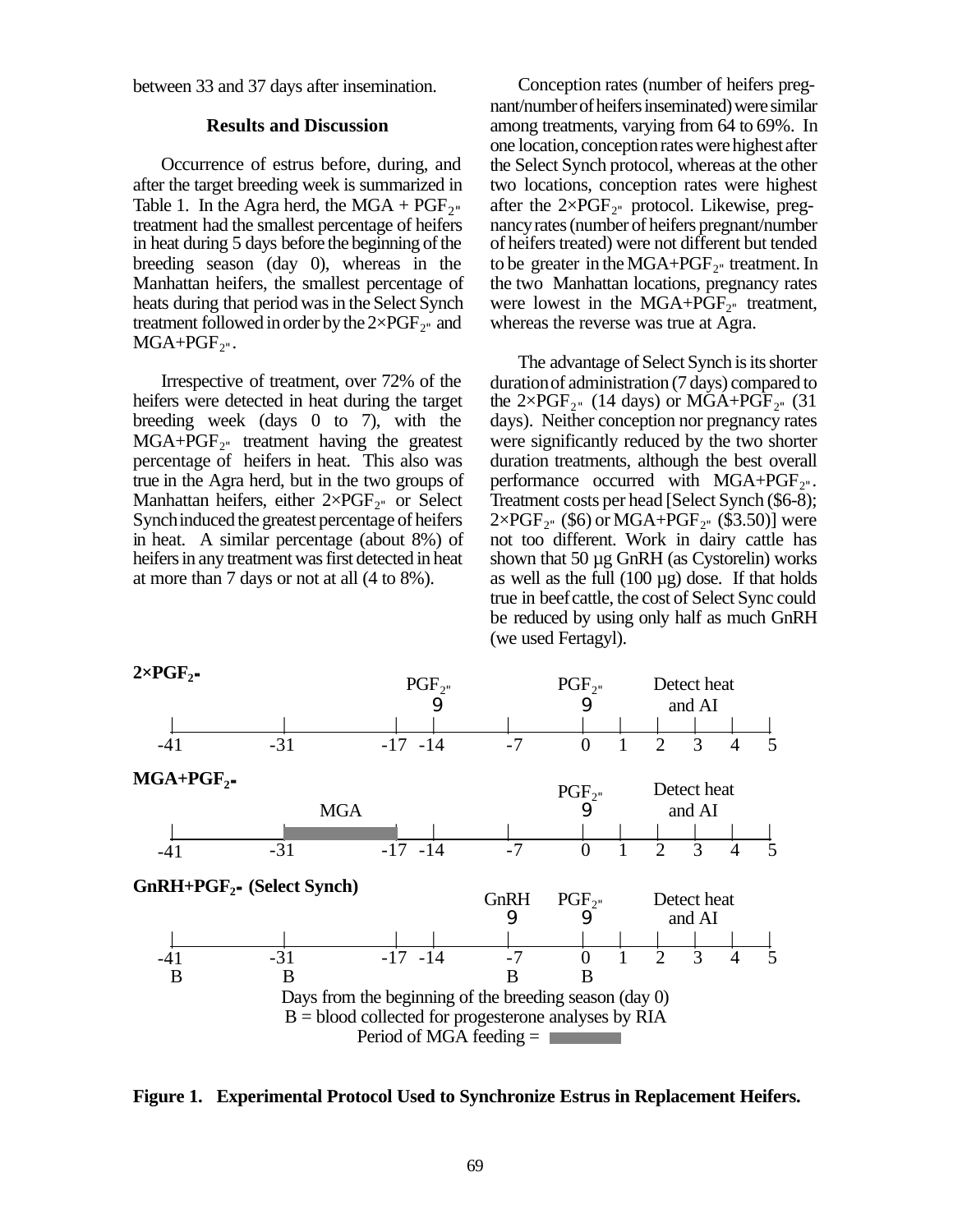between 33 and 37 days after insemination.

## Results and Discussion

Occurrence of estrus before, during, and after the target breeding week is summarized in Table 1. In the Agra herd, the MGA + $PGF_{2\alpha}$ treatment had the smallest percentage of heifers in heat during 5 days before the beginning of the breeding season (day 0), whereas in the Manhattan heifers, the smallest percentage of heats during that period was in the Select Synch treatment followed in order by the $2\times PGF_{2\alpha}$ and MGA+$PGF_{2\alpha}$.

Irrespective of treatment, over 72% of the heifers were detected in heat during the target breeding week (days 0 to 7), with the MGA+$PGF_{2\alpha}$ treatment having the greatest percentage of heifers in heat. This also was true in the Agra herd, but in the two groups of Manhattan heifers, either $2\times PGF_{2\alpha}$ or Select Synch induced the greatest percentage of heifers in heat. A similar percentage (about 8%) of heifers in any treatment was first detected in heat at more than 7 days or not at all (4 to 8%).

Conception rates (number of heifers pregnant/number of heifers inseminated) were similar among treatments, varying from 64 to 69%. In one location, conception rates were highest after the Select Synch protocol, whereas at the other two locations, conception rates were highest after the $2\times PGF_{2\alpha}$ protocol. Likewise, pregnancy rates (number of heifers pregnant/number of heifers treated) were not different but tended to be greater in the MGA+$PGF_{2\alpha}$ treatment. In the two Manhattan locations, pregnancy rates were lowest in the MGA+$PGF_{2\alpha}$ treatment, whereas the reverse was true at Agra.

The advantage of Select Synch is its shorter duration of administration (7 days) compared to the $2\times PGF_{2\alpha}$ (14 days) or MGA+$PGF_{2\alpha}$ (31 days). Neither conception nor pregnancy rates were significantly reduced by the two shorter duration treatments, although the best overall performance occurred with MGA+$PGF_{2\alpha}$. Treatment costs per head [Select Synch ($6-8); $2\times PGF_{2\alpha}$ ($6) or MGA+$PGF_{2\alpha}$ ($3.50)] were not too different. Work in dairy cattle has shown that 50 µg GnRH (as Cystorelin) works as well as the full (100 µg) dose. If that holds true in beef cattle, the cost of Select Sync could be reduced by using only half as much GnRH (we used Fertagyl).

**$2\times PGF_{2\alpha}$**: $PGF_{2\alpha}$ at day -14; $PGF_{2\alpha}$ at day 0; Detect heat and AI days 0–5.

**MGA+$PGF_{2\alpha}$**: MGA fed days -31 to -17; $PGF_{2\alpha}$ at day 0; Detect heat and AI days 0–5.

**GnRH+$PGF_{2\alpha}$ (Select Synch)**: GnRH at day -7; $PGF_{2\alpha}$ at day 0; Detect heat and AI days 0–5. Blood (B) collected at days -41, -31, -7, 0.

Timeline: -41, -31, -17, -14, -7, 0, 1, 2, 3, 4, 5

Days from the beginning of the breeding season (day 0)
B = blood collected for progesterone analyses by RIA
Period of MGA feeding = ▬

**Figure 1. Experimental Protocol Used to Synchronize Estrus in Replacement Heifers.**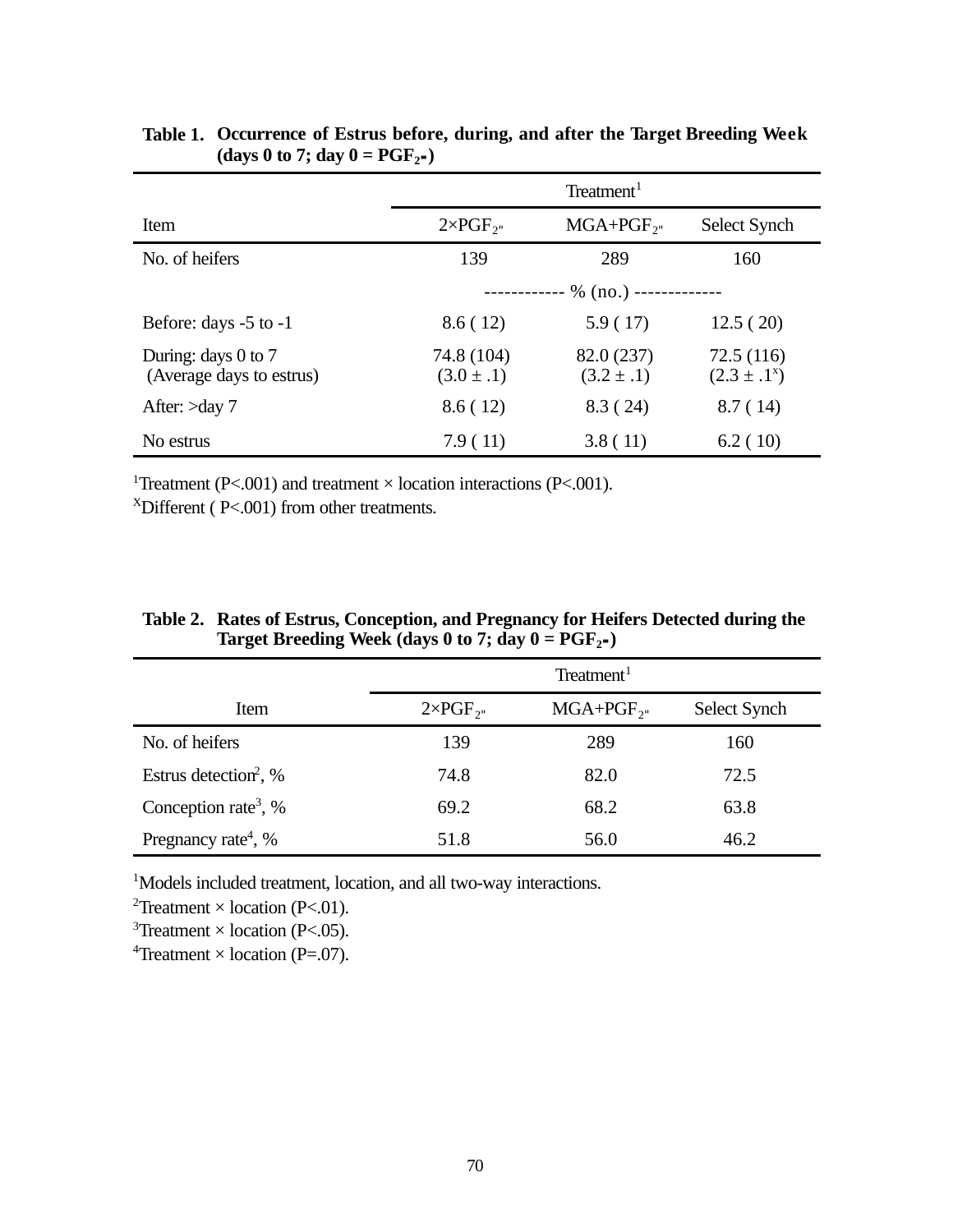**Table 1. Occurrence of Estrus before, during, and after the Target Breeding Week (days 0 to 7; day 0 = $PGF_{2\alpha}$)**

| | Treatment[1] | | |
|---|---|---|---|
| Item | $2\times PGF_{2\alpha}$ | $MGA+PGF_{2\alpha}$ | Select Synch |
| No. of heifers | 139 | 289 | 160 |
| | ------------ % (no.) ------------- | | |
| Before: days -5 to -1 | 8.6 ( 12) | 5.9 ( 17) | 12.5 ( 20) |
| During: days 0 to 7 (Average days to estrus) | 74.8 (104) $(3.0 \pm .1)$ | 82.0 (237) $(3.2 \pm .1)$ | 72.5 (116) $(2.3 \pm .1^{x})$ |
| After: >day 7 | 8.6 ( 12) | 8.3 ( 24) | 8.7 ( 14) |
| No estrus | 7.9 ( 11) | 3.8 ( 11) | 6.2 ( 10) |

[1]Treatment (P<.001) and treatment × location interactions (P<.001).

[X]Different ( P<.001) from other treatments.

**Table 2. Rates of Estrus, Conception, and Pregnancy for Heifers Detected during the Target Breeding Week (days 0 to 7; day 0 = $PGF_{2\alpha}$)**

| | Treatment[1] | | |
|---|---|---|---|
| Item | $2\times PGF_{2\alpha}$ | $MGA+PGF_{2\alpha}$ | Select Synch |
| No. of heifers | 139 | 289 | 160 |
| Estrus detection[2], % | 74.8 | 82.0 | 72.5 |
| Conception rate[3], % | 69.2 | 68.2 | 63.8 |
| Pregnancy rate[4], % | 51.8 | 56.0 | 46.2 |

[1]Models included treatment, location, and all two-way interactions.

[2]Treatment × location (P<.01).

[3]Treatment × location (P<.05).

[4]Treatment × location (P=.07).